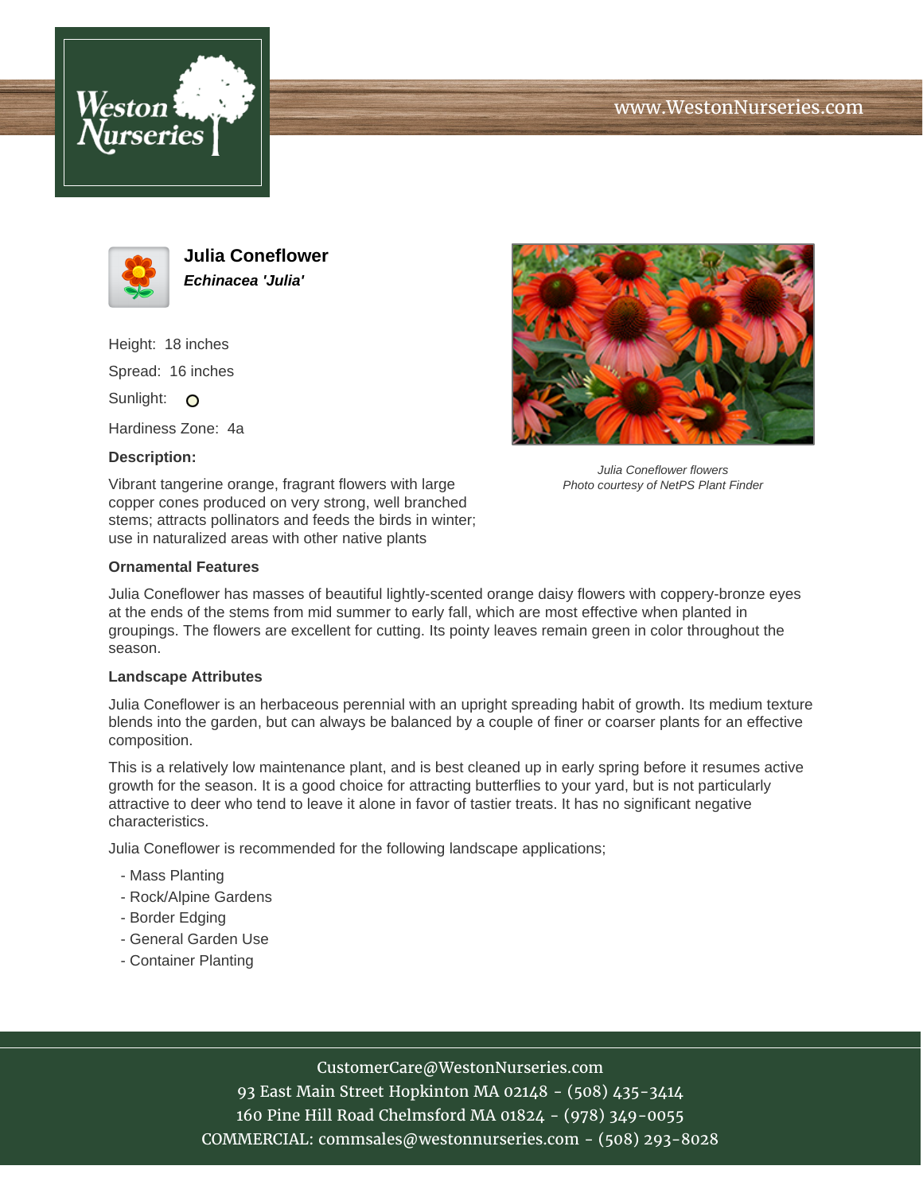# Julia Coneflower

***Echinacea 'Julia'***

Height: 18 inches

Spread: 16 inches

Sunlight: O

Hardiness Zone: 4a

**Description:**

Vibrant tangerine orange, fragrant flowers with large copper cones produced on very strong, well branched stems; attracts pollinators and feeds the birds in winter; use in naturalized areas with other native plants

*Julia Coneflower flowers*
*Photo courtesy of NetPS Plant Finder*

**Ornamental Features**

Julia Coneflower has masses of beautiful lightly-scented orange daisy flowers with coppery-bronze eyes at the ends of the stems from mid summer to early fall, which are most effective when planted in groupings. The flowers are excellent for cutting. Its pointy leaves remain green in color throughout the season.

**Landscape Attributes**

Julia Coneflower is an herbaceous perennial with an upright spreading habit of growth. Its medium texture blends into the garden, but can always be balanced by a couple of finer or coarser plants for an effective composition.

This is a relatively low maintenance plant, and is best cleaned up in early spring before it resumes active growth for the season. It is a good choice for attracting butterflies to your yard, but is not particularly attractive to deer who tend to leave it alone in favor of tastier treats. It has no significant negative characteristics.

Julia Coneflower is recommended for the following landscape applications;

- Mass Planting
- Rock/Alpine Gardens
- Border Edging
- General Garden Use
- Container Planting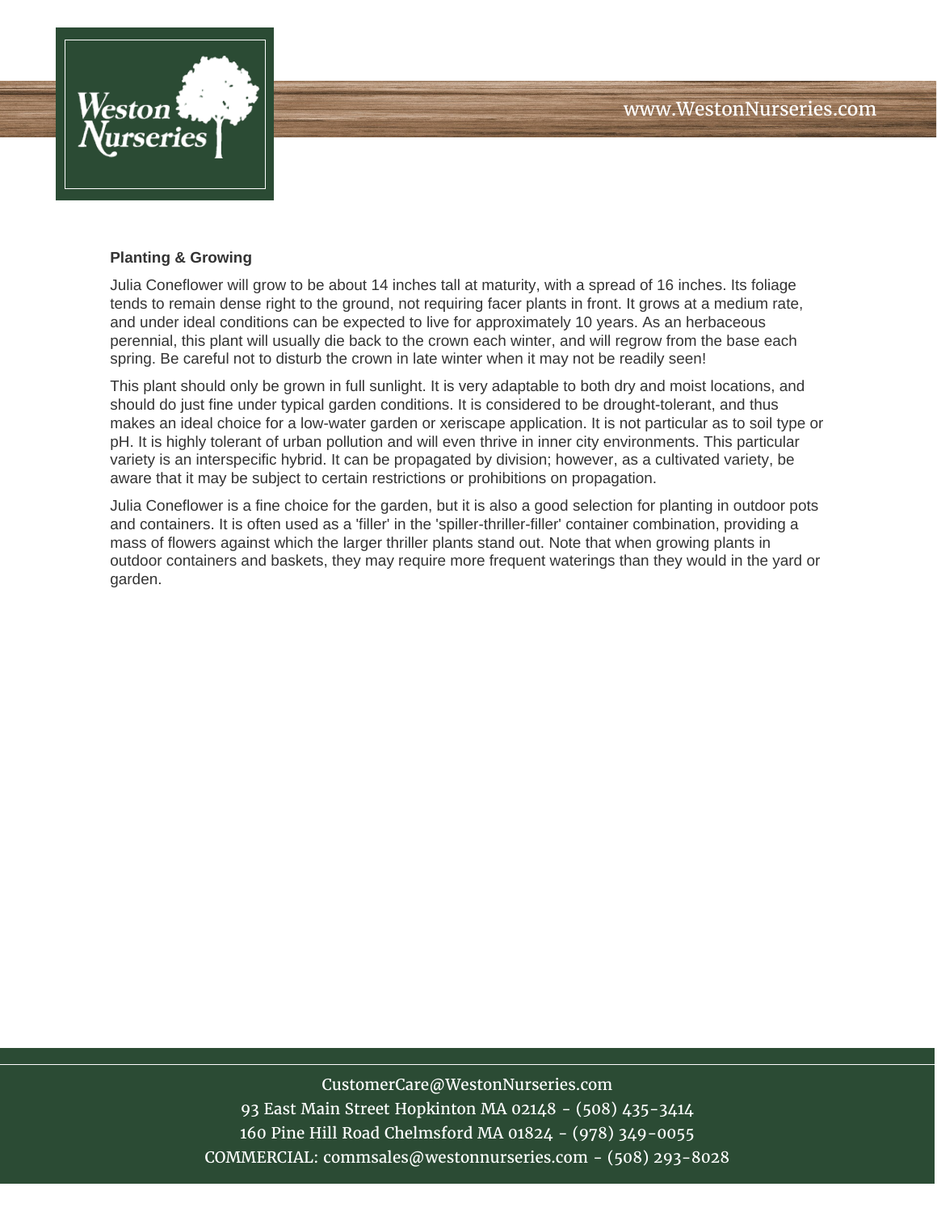### Planting & Growing

Julia Coneflower will grow to be about 14 inches tall at maturity, with a spread of 16 inches. Its foliage tends to remain dense right to the ground, not requiring facer plants in front. It grows at a medium rate, and under ideal conditions can be expected to live for approximately 10 years. As an herbaceous perennial, this plant will usually die back to the crown each winter, and will regrow from the base each spring. Be careful not to disturb the crown in late winter when it may not be readily seen!

This plant should only be grown in full sunlight. It is very adaptable to both dry and moist locations, and should do just fine under typical garden conditions. It is considered to be drought-tolerant, and thus makes an ideal choice for a low-water garden or xeriscape application. It is not particular as to soil type or pH. It is highly tolerant of urban pollution and will even thrive in inner city environments. This particular variety is an interspecific hybrid. It can be propagated by division; however, as a cultivated variety, be aware that it may be subject to certain restrictions or prohibitions on propagation.

Julia Coneflower is a fine choice for the garden, but it is also a good selection for planting in outdoor pots and containers. It is often used as a 'filler' in the 'spiller-thriller-filler' container combination, providing a mass of flowers against which the larger thriller plants stand out. Note that when growing plants in outdoor containers and baskets, they may require more frequent waterings than they would in the yard or garden.